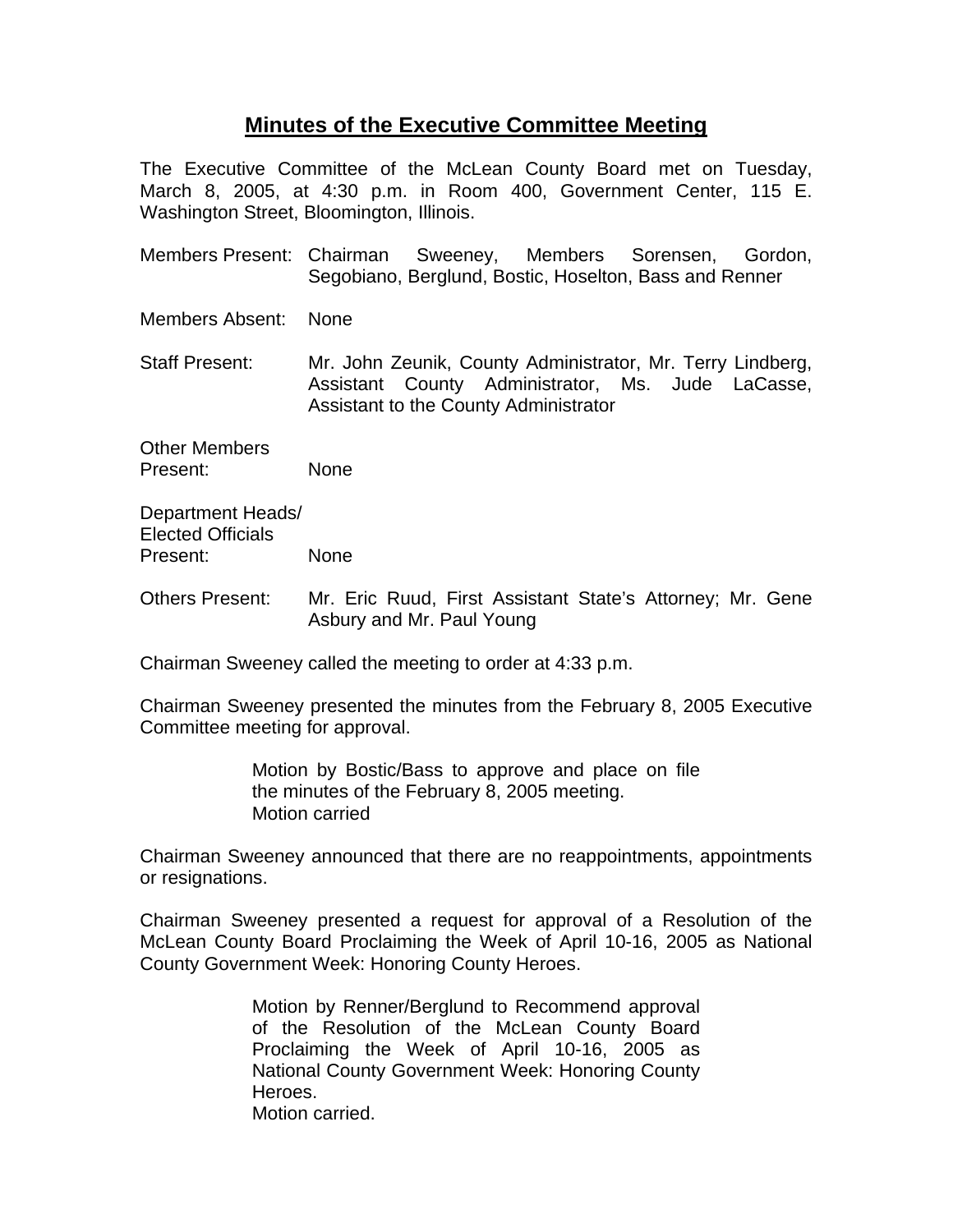# Minutes of the Executive Committee Meeting

The Executive Committee of the McLean County Board met on Tuesday, March 8, 2005, at 4:30 p.m. in Room 400, Government Center, 115 E. Washington Street, Bloomington, Illinois.

Members Present: Chairman Sweeney, Members Sorensen, Gordon, Segobiano, Berglund, Bostic, Hoselton, Bass and Renner

Members Absent: None

Staff Present: Mr. John Zeunik, County Administrator, Mr. Terry Lindberg, Assistant County Administrator, Ms. Jude LaCasse, Assistant to the County Administrator

Other Members Present: None

Department Heads/ Elected Officials Present: None

Others Present: Mr. Eric Ruud, First Assistant State's Attorney; Mr. Gene Asbury and Mr. Paul Young

Chairman Sweeney called the meeting to order at 4:33 p.m.

Chairman Sweeney presented the minutes from the February 8, 2005 Executive Committee meeting for approval.

> Motion by Bostic/Bass to approve and place on file the minutes of the February 8, 2005 meeting.
> Motion carried

Chairman Sweeney announced that there are no reappointments, appointments or resignations.

Chairman Sweeney presented a request for approval of a Resolution of the McLean County Board Proclaiming the Week of April 10-16, 2005 as National County Government Week: Honoring County Heroes.

> Motion by Renner/Berglund to Recommend approval of the Resolution of the McLean County Board Proclaiming the Week of April 10-16, 2005 as National County Government Week: Honoring County Heroes.
> Motion carried.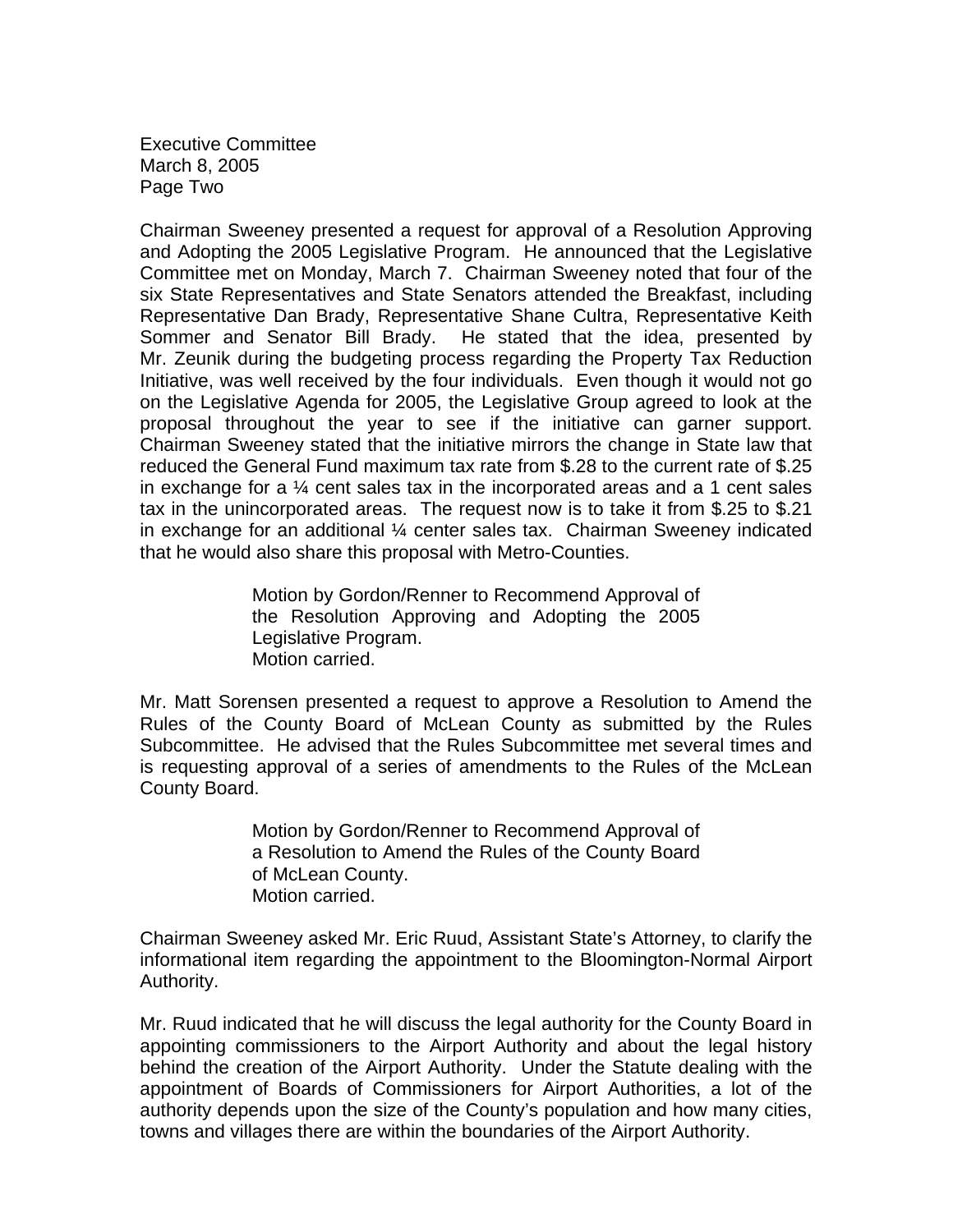Executive Committee
March 8, 2005
Page Two

Chairman Sweeney presented a request for approval of a Resolution Approving and Adopting the 2005 Legislative Program. He announced that the Legislative Committee met on Monday, March 7. Chairman Sweeney noted that four of the six State Representatives and State Senators attended the Breakfast, including Representative Dan Brady, Representative Shane Cultra, Representative Keith Sommer and Senator Bill Brady. He stated that the idea, presented by Mr. Zeunik during the budgeting process regarding the Property Tax Reduction Initiative, was well received by the four individuals. Even though it would not go on the Legislative Agenda for 2005, the Legislative Group agreed to look at the proposal throughout the year to see if the initiative can garner support. Chairman Sweeney stated that the initiative mirrors the change in State law that reduced the General Fund maximum tax rate from $.28 to the current rate of $.25 in exchange for a ¼ cent sales tax in the incorporated areas and a 1 cent sales tax in the unincorporated areas. The request now is to take it from $.25 to $.21 in exchange for an additional ¼ center sales tax. Chairman Sweeney indicated that he would also share this proposal with Metro-Counties.

> Motion by Gordon/Renner to Recommend Approval of the Resolution Approving and Adopting the 2005 Legislative Program.
> Motion carried.

Mr. Matt Sorensen presented a request to approve a Resolution to Amend the Rules of the County Board of McLean County as submitted by the Rules Subcommittee. He advised that the Rules Subcommittee met several times and is requesting approval of a series of amendments to the Rules of the McLean County Board.

> Motion by Gordon/Renner to Recommend Approval of a Resolution to Amend the Rules of the County Board of McLean County.
> Motion carried.

Chairman Sweeney asked Mr. Eric Ruud, Assistant State's Attorney, to clarify the informational item regarding the appointment to the Bloomington-Normal Airport Authority.

Mr. Ruud indicated that he will discuss the legal authority for the County Board in appointing commissioners to the Airport Authority and about the legal history behind the creation of the Airport Authority. Under the Statute dealing with the appointment of Boards of Commissioners for Airport Authorities, a lot of the authority depends upon the size of the County's population and how many cities, towns and villages there are within the boundaries of the Airport Authority.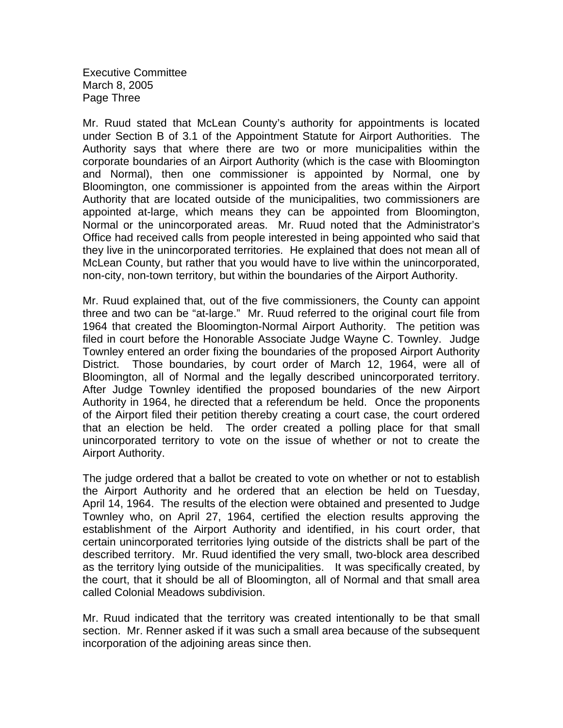Mr. Ruud stated that McLean County's authority for appointments is located under Section B of 3.1 of the Appointment Statute for Airport Authorities. The Authority says that where there are two or more municipalities within the corporate boundaries of an Airport Authority (which is the case with Bloomington and Normal), then one commissioner is appointed by Normal, one by Bloomington, one commissioner is appointed from the areas within the Airport Authority that are located outside of the municipalities, two commissioners are appointed at-large, which means they can be appointed from Bloomington, Normal or the unincorporated areas. Mr. Ruud noted that the Administrator's Office had received calls from people interested in being appointed who said that they live in the unincorporated territories. He explained that does not mean all of McLean County, but rather that you would have to live within the unincorporated, non-city, non-town territory, but within the boundaries of the Airport Authority.

Mr. Ruud explained that, out of the five commissioners, the County can appoint three and two can be "at-large." Mr. Ruud referred to the original court file from 1964 that created the Bloomington-Normal Airport Authority. The petition was filed in court before the Honorable Associate Judge Wayne C. Townley. Judge Townley entered an order fixing the boundaries of the proposed Airport Authority District. Those boundaries, by court order of March 12, 1964, were all of Bloomington, all of Normal and the legally described unincorporated territory. After Judge Townley identified the proposed boundaries of the new Airport Authority in 1964, he directed that a referendum be held. Once the proponents of the Airport filed their petition thereby creating a court case, the court ordered that an election be held. The order created a polling place for that small unincorporated territory to vote on the issue of whether or not to create the Airport Authority.

The judge ordered that a ballot be created to vote on whether or not to establish the Airport Authority and he ordered that an election be held on Tuesday, April 14, 1964. The results of the election were obtained and presented to Judge Townley who, on April 27, 1964, certified the election results approving the establishment of the Airport Authority and identified, in his court order, that certain unincorporated territories lying outside of the districts shall be part of the described territory. Mr. Ruud identified the very small, two-block area described as the territory lying outside of the municipalities. It was specifically created, by the court, that it should be all of Bloomington, all of Normal and that small area called Colonial Meadows subdivision.

Mr. Ruud indicated that the territory was created intentionally to be that small section. Mr. Renner asked if it was such a small area because of the subsequent incorporation of the adjoining areas since then.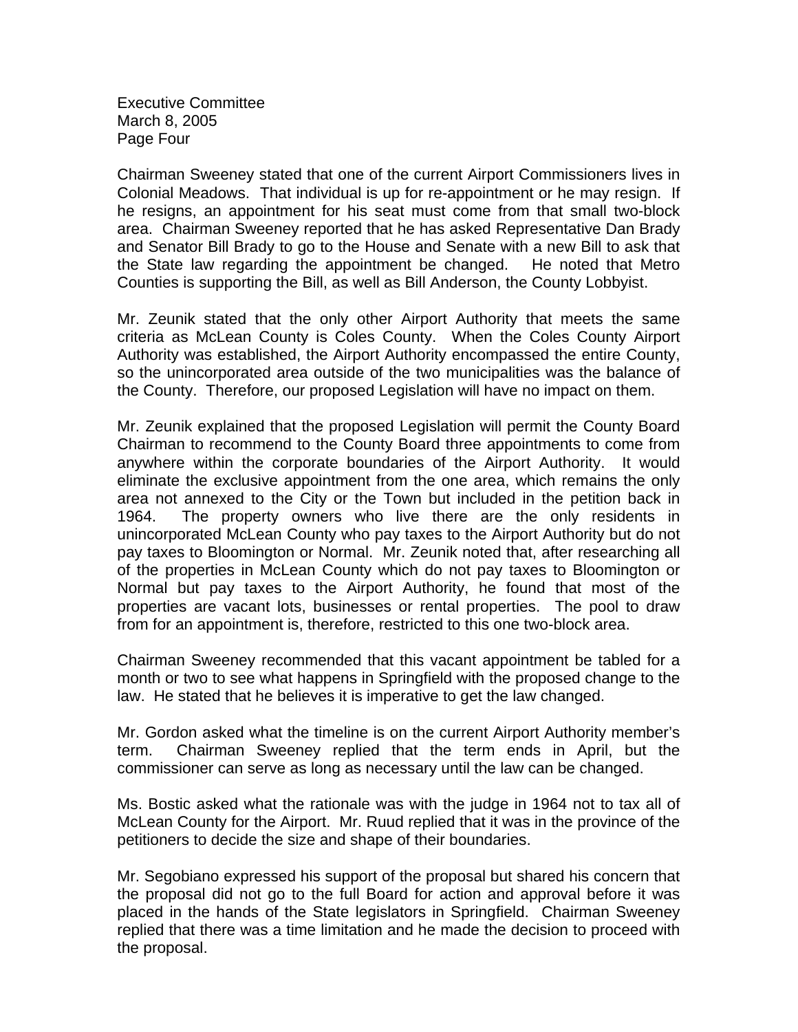Chairman Sweeney stated that one of the current Airport Commissioners lives in Colonial Meadows. That individual is up for re-appointment or he may resign. If he resigns, an appointment for his seat must come from that small two-block area. Chairman Sweeney reported that he has asked Representative Dan Brady and Senator Bill Brady to go to the House and Senate with a new Bill to ask that the State law regarding the appointment be changed. He noted that Metro Counties is supporting the Bill, as well as Bill Anderson, the County Lobbyist.

Mr. Zeunik stated that the only other Airport Authority that meets the same criteria as McLean County is Coles County. When the Coles County Airport Authority was established, the Airport Authority encompassed the entire County, so the unincorporated area outside of the two municipalities was the balance of the County. Therefore, our proposed Legislation will have no impact on them.

Mr. Zeunik explained that the proposed Legislation will permit the County Board Chairman to recommend to the County Board three appointments to come from anywhere within the corporate boundaries of the Airport Authority. It would eliminate the exclusive appointment from the one area, which remains the only area not annexed to the City or the Town but included in the petition back in 1964. The property owners who live there are the only residents in unincorporated McLean County who pay taxes to the Airport Authority but do not pay taxes to Bloomington or Normal. Mr. Zeunik noted that, after researching all of the properties in McLean County which do not pay taxes to Bloomington or Normal but pay taxes to the Airport Authority, he found that most of the properties are vacant lots, businesses or rental properties. The pool to draw from for an appointment is, therefore, restricted to this one two-block area.

Chairman Sweeney recommended that this vacant appointment be tabled for a month or two to see what happens in Springfield with the proposed change to the law. He stated that he believes it is imperative to get the law changed.

Mr. Gordon asked what the timeline is on the current Airport Authority member's term. Chairman Sweeney replied that the term ends in April, but the commissioner can serve as long as necessary until the law can be changed.

Ms. Bostic asked what the rationale was with the judge in 1964 not to tax all of McLean County for the Airport. Mr. Ruud replied that it was in the province of the petitioners to decide the size and shape of their boundaries.

Mr. Segobiano expressed his support of the proposal but shared his concern that the proposal did not go to the full Board for action and approval before it was placed in the hands of the State legislators in Springfield. Chairman Sweeney replied that there was a time limitation and he made the decision to proceed with the proposal.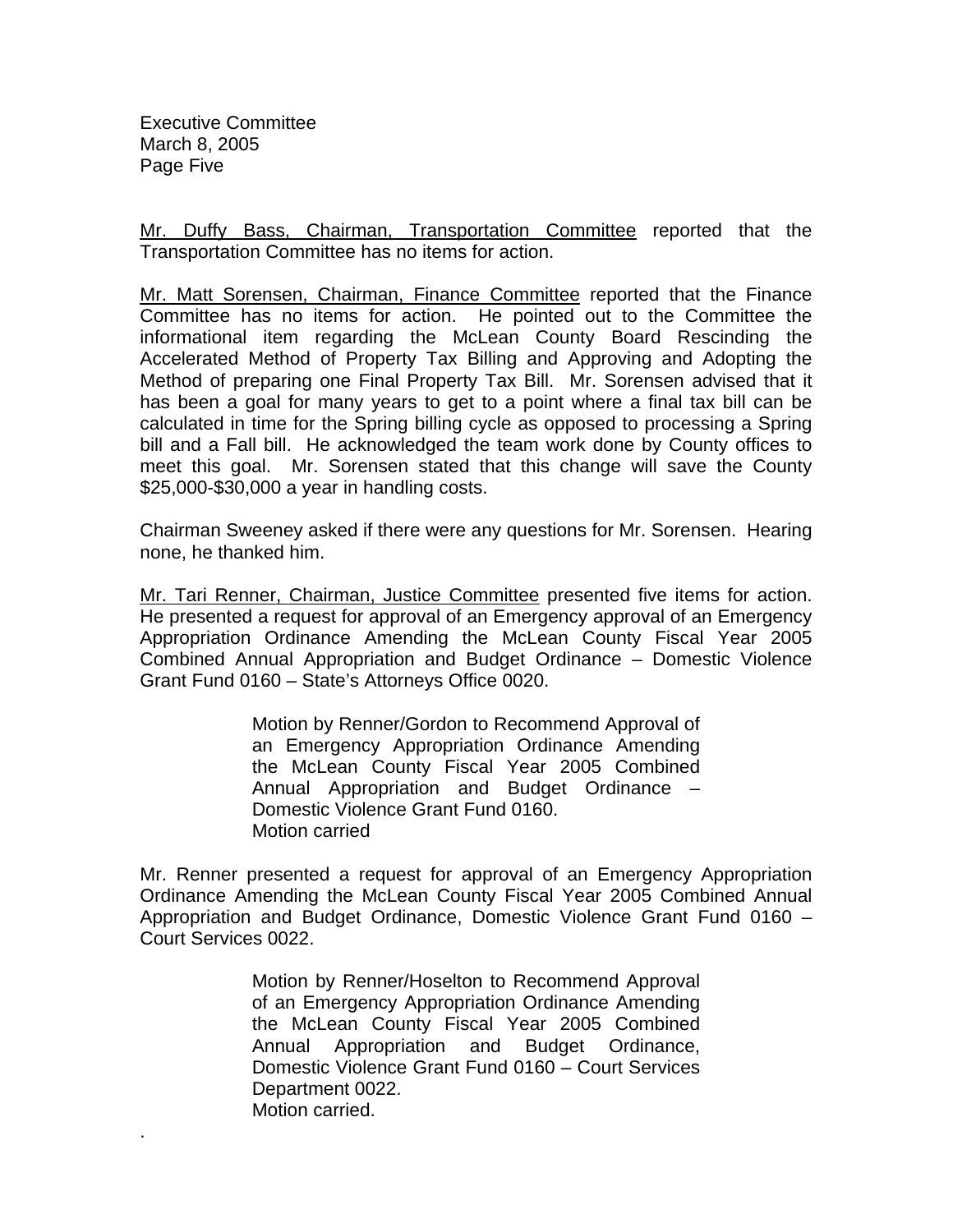Mr. Duffy Bass, Chairman, Transportation Committee reported that the Transportation Committee has no items for action.

Mr. Matt Sorensen, Chairman, Finance Committee reported that the Finance Committee has no items for action. He pointed out to the Committee the informational item regarding the McLean County Board Rescinding the Accelerated Method of Property Tax Billing and Approving and Adopting the Method of preparing one Final Property Tax Bill. Mr. Sorensen advised that it has been a goal for many years to get to a point where a final tax bill can be calculated in time for the Spring billing cycle as opposed to processing a Spring bill and a Fall bill. He acknowledged the team work done by County offices to meet this goal. Mr. Sorensen stated that this change will save the County $25,000-$30,000 a year in handling costs.

Chairman Sweeney asked if there were any questions for Mr. Sorensen. Hearing none, he thanked him.

Mr. Tari Renner, Chairman, Justice Committee presented five items for action. He presented a request for approval of an Emergency approval of an Emergency Appropriation Ordinance Amending the McLean County Fiscal Year 2005 Combined Annual Appropriation and Budget Ordinance – Domestic Violence Grant Fund 0160 – State's Attorneys Office 0020.

> Motion by Renner/Gordon to Recommend Approval of an Emergency Appropriation Ordinance Amending the McLean County Fiscal Year 2005 Combined Annual Appropriation and Budget Ordinance – Domestic Violence Grant Fund 0160.
> Motion carried

Mr. Renner presented a request for approval of an Emergency Appropriation Ordinance Amending the McLean County Fiscal Year 2005 Combined Annual Appropriation and Budget Ordinance, Domestic Violence Grant Fund 0160 – Court Services 0022.

> Motion by Renner/Hoselton to Recommend Approval of an Emergency Appropriation Ordinance Amending the McLean County Fiscal Year 2005 Combined Annual Appropriation and Budget Ordinance, Domestic Violence Grant Fund 0160 – Court Services Department 0022.
> Motion carried.

.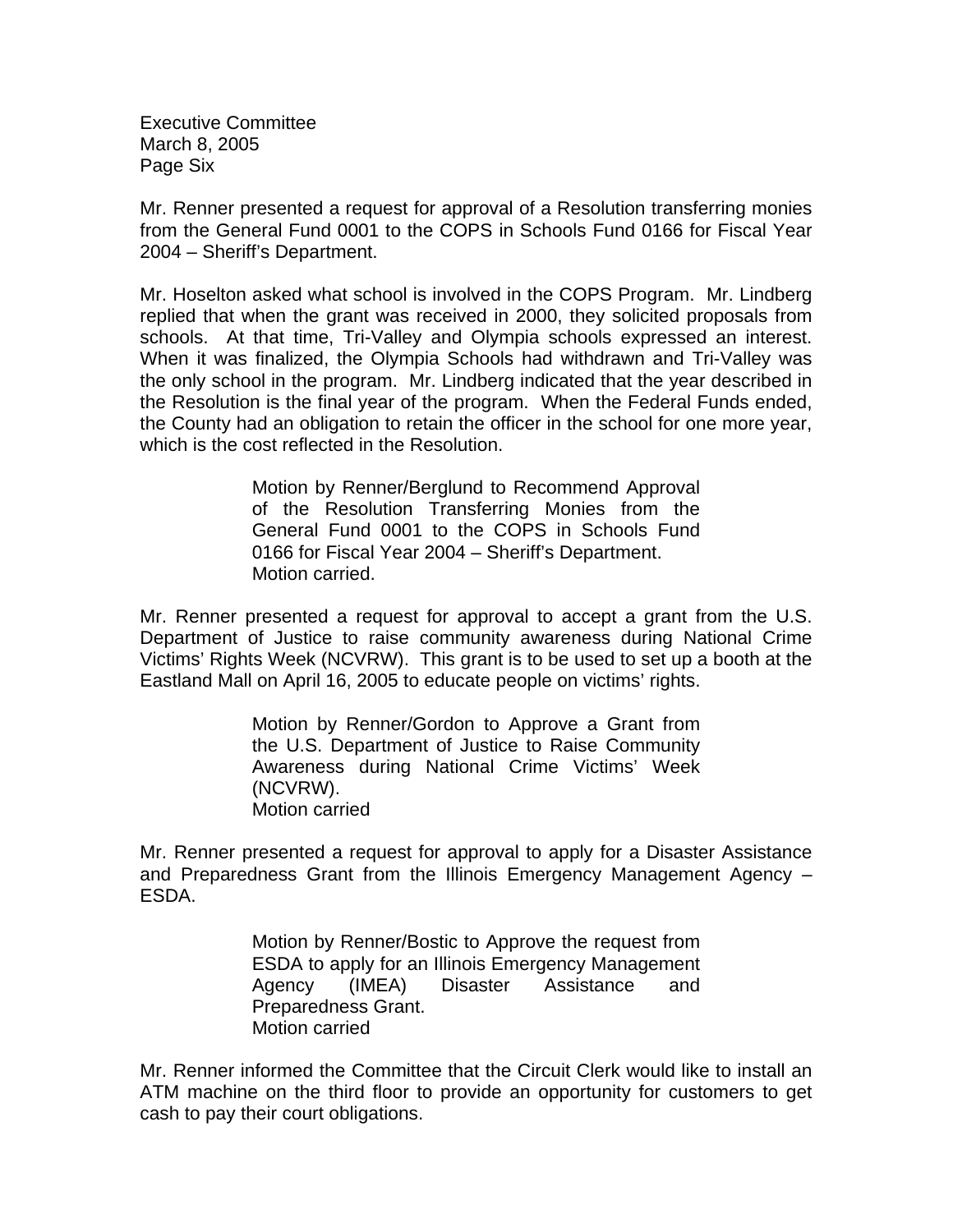Mr. Renner presented a request for approval of a Resolution transferring monies from the General Fund 0001 to the COPS in Schools Fund 0166 for Fiscal Year 2004 – Sheriff's Department.

Mr. Hoselton asked what school is involved in the COPS Program. Mr. Lindberg replied that when the grant was received in 2000, they solicited proposals from schools. At that time, Tri-Valley and Olympia schools expressed an interest. When it was finalized, the Olympia Schools had withdrawn and Tri-Valley was the only school in the program. Mr. Lindberg indicated that the year described in the Resolution is the final year of the program. When the Federal Funds ended, the County had an obligation to retain the officer in the school for one more year, which is the cost reflected in the Resolution.

> Motion by Renner/Berglund to Recommend Approval of the Resolution Transferring Monies from the General Fund 0001 to the COPS in Schools Fund 0166 for Fiscal Year 2004 – Sheriff's Department.
> Motion carried.

Mr. Renner presented a request for approval to accept a grant from the U.S. Department of Justice to raise community awareness during National Crime Victims' Rights Week (NCVRW). This grant is to be used to set up a booth at the Eastland Mall on April 16, 2005 to educate people on victims' rights.

> Motion by Renner/Gordon to Approve a Grant from the U.S. Department of Justice to Raise Community Awareness during National Crime Victims' Week (NCVRW).
> Motion carried

Mr. Renner presented a request for approval to apply for a Disaster Assistance and Preparedness Grant from the Illinois Emergency Management Agency – ESDA.

> Motion by Renner/Bostic to Approve the request from ESDA to apply for an Illinois Emergency Management Agency (IMEA) Disaster Assistance and Preparedness Grant.
> Motion carried

Mr. Renner informed the Committee that the Circuit Clerk would like to install an ATM machine on the third floor to provide an opportunity for customers to get cash to pay their court obligations.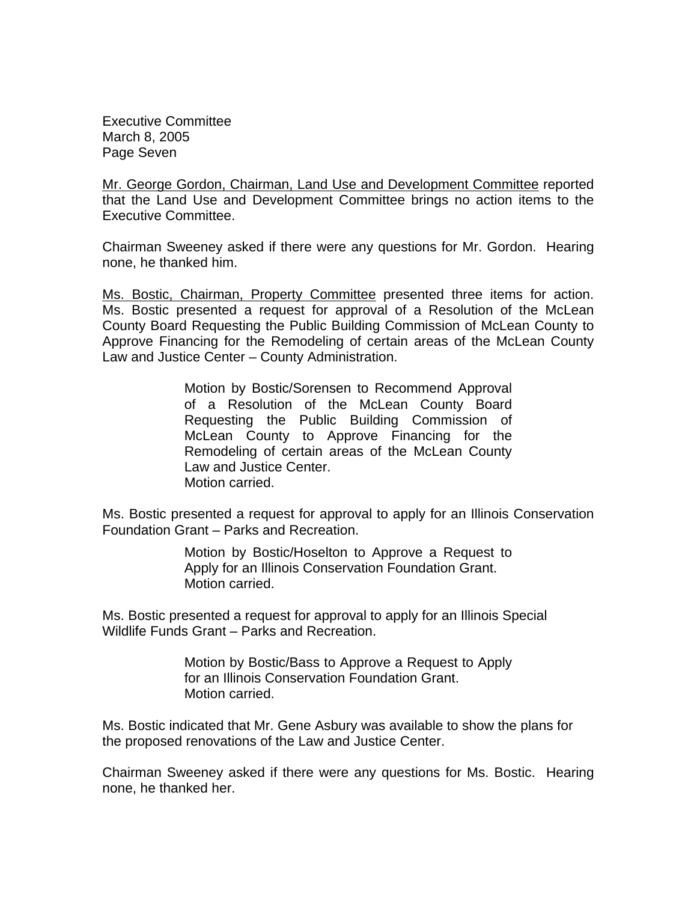<u>Mr. George Gordon, Chairman, Land Use and Development Committee</u> reported that the Land Use and Development Committee brings no action items to the Executive Committee.

Chairman Sweeney asked if there were any questions for Mr. Gordon. Hearing none, he thanked him.

<u>Ms. Bostic, Chairman, Property Committee</u> presented three items for action. Ms. Bostic presented a request for approval of a Resolution of the McLean County Board Requesting the Public Building Commission of McLean County to Approve Financing for the Remodeling of certain areas of the McLean County Law and Justice Center – County Administration.

> Motion by Bostic/Sorensen to Recommend Approval of a Resolution of the McLean County Board Requesting the Public Building Commission of McLean County to Approve Financing for the Remodeling of certain areas of the McLean County Law and Justice Center.
> Motion carried.

Ms. Bostic presented a request for approval to apply for an Illinois Conservation Foundation Grant – Parks and Recreation.

> Motion by Bostic/Hoselton to Approve a Request to Apply for an Illinois Conservation Foundation Grant.
> Motion carried.

Ms. Bostic presented a request for approval to apply for an Illinois Special Wildlife Funds Grant – Parks and Recreation.

> Motion by Bostic/Bass to Approve a Request to Apply for an Illinois Conservation Foundation Grant.
> Motion carried.

Ms. Bostic indicated that Mr. Gene Asbury was available to show the plans for the proposed renovations of the Law and Justice Center.

Chairman Sweeney asked if there were any questions for Ms. Bostic. Hearing none, he thanked her.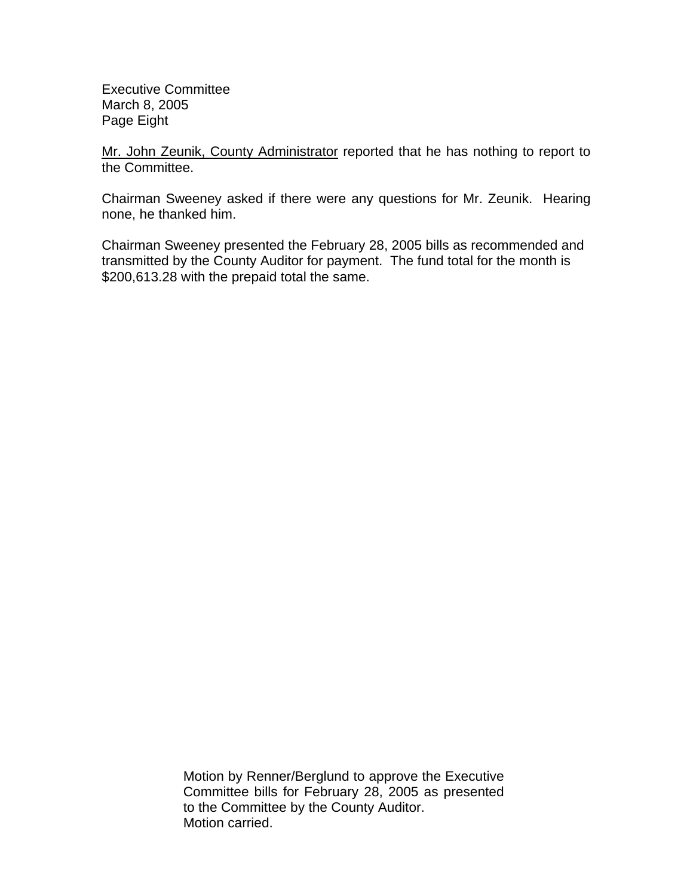Executive Committee
March 8, 2005
Page Eight

Mr. John Zeunik, County Administrator reported that he has nothing to report to the Committee.

Chairman Sweeney asked if there were any questions for Mr. Zeunik. Hearing none, he thanked him.

Chairman Sweeney presented the February 28, 2005 bills as recommended and transmitted by the County Auditor for payment. The fund total for the month is $200,613.28 with the prepaid total the same.

> Motion by Renner/Berglund to approve the Executive Committee bills for February 28, 2005 as presented to the Committee by the County Auditor.
> Motion carried.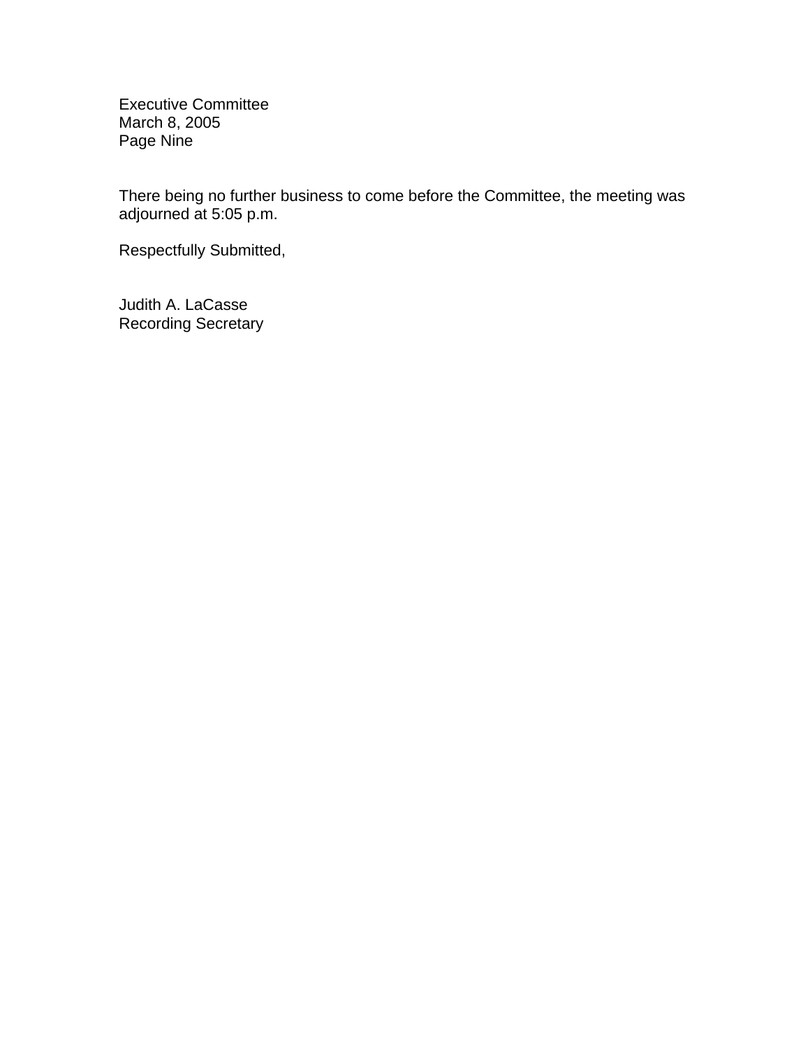There being no further business to come before the Committee, the meeting was adjourned at 5:05 p.m.

Respectfully Submitted,

Judith A. LaCasse
Recording Secretary